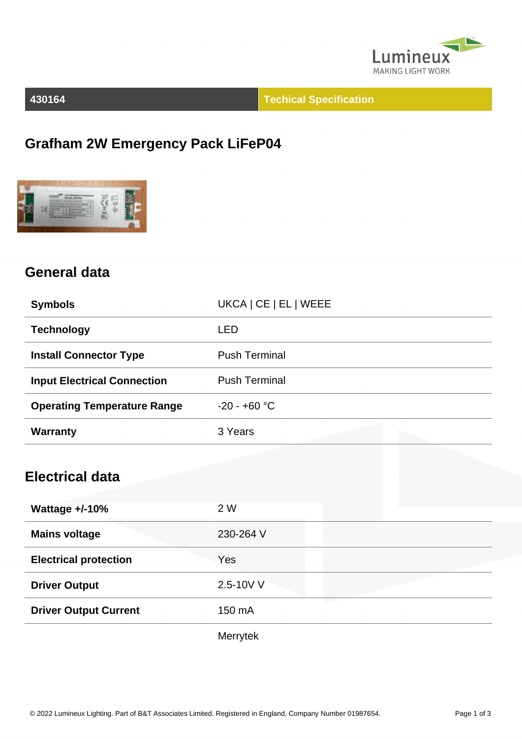Lumineux
MAKING LIGHT WORK

**430164** | **Techical Specification**

# Grafham 2W Emergency Pack LiFeP04

## General data

| | |
|---|---|
| **Symbols** | UKCA \| CE \| EL \| WEEE |
| **Technology** | LED |
| **Install Connector Type** | Push Terminal |
| **Input Electrical Connection** | Push Terminal |
| **Operating Temperature Range** | -20 - +60 °C |
| **Warranty** | 3 Years |

## Electrical data

| | |
|---|---|
| **Wattage +/-10%** | 2 W |
| **Mains voltage** | 230-264 V |
| **Electrical protection** | Yes |
| **Driver Output** | 2.5-10V V |
| **Driver Output Current** | 150 mA |
| | Merrytek |

© 2022 Lumineux Lighting. Part of B&T Associates Limited. Registered in England, Company Number 01987654.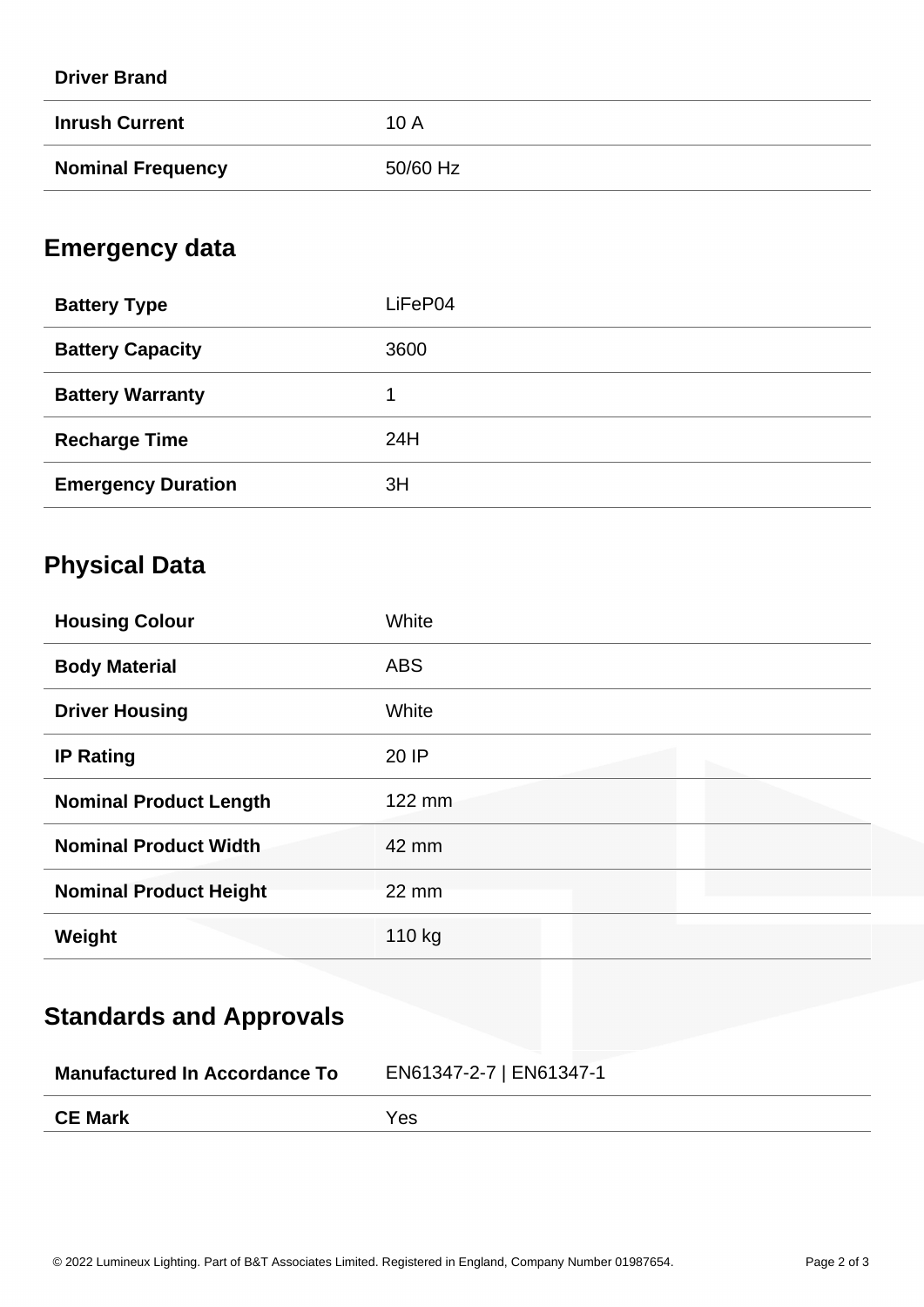| | |
|---|---|
| **Driver Brand** | |
| **Inrush Current** | 10 A |
| **Nominal Frequency** | 50/60 Hz |

## Emergency data

| | |
|---|---|
| **Battery Type** | LiFeP04 |
| **Battery Capacity** | 3600 |
| **Battery Warranty** | 1 |
| **Recharge Time** | 24H |
| **Emergency Duration** | 3H |

## Physical Data

| | |
|---|---|
| **Housing Colour** | White |
| **Body Material** | ABS |
| **Driver Housing** | White |
| **IP Rating** | 20 IP |
| **Nominal Product Length** | 122 mm |
| **Nominal Product Width** | 42 mm |
| **Nominal Product Height** | 22 mm |
| **Weight** | 110 kg |

## Standards and Approvals

| | |
|---|---|
| **Manufactured In Accordance To** | EN61347-2-7 \| EN61347-1 |
| **CE Mark** | Yes |

© 2022 Lumineux Lighting. Part of B&T Associates Limited. Registered in England, Company Number 01987654.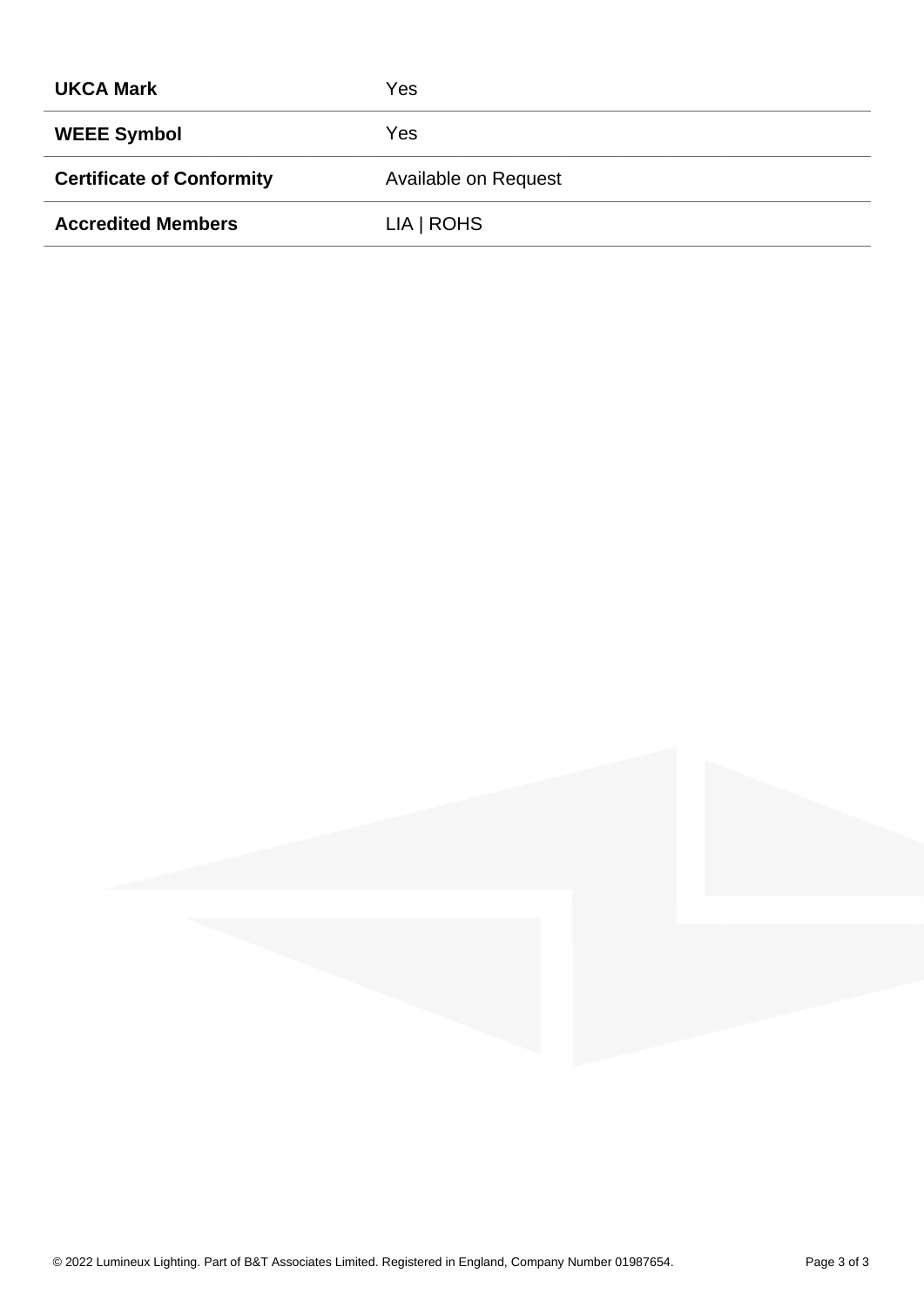| | |
|---|---|
| **UKCA Mark** | Yes |
| **WEEE Symbol** | Yes |
| **Certificate of Conformity** | Available on Request |
| **Accredited Members** | LIA \| ROHS |

© 2022 Lumineux Lighting. Part of B&T Associates Limited. Registered in England, Company Number 01987654.